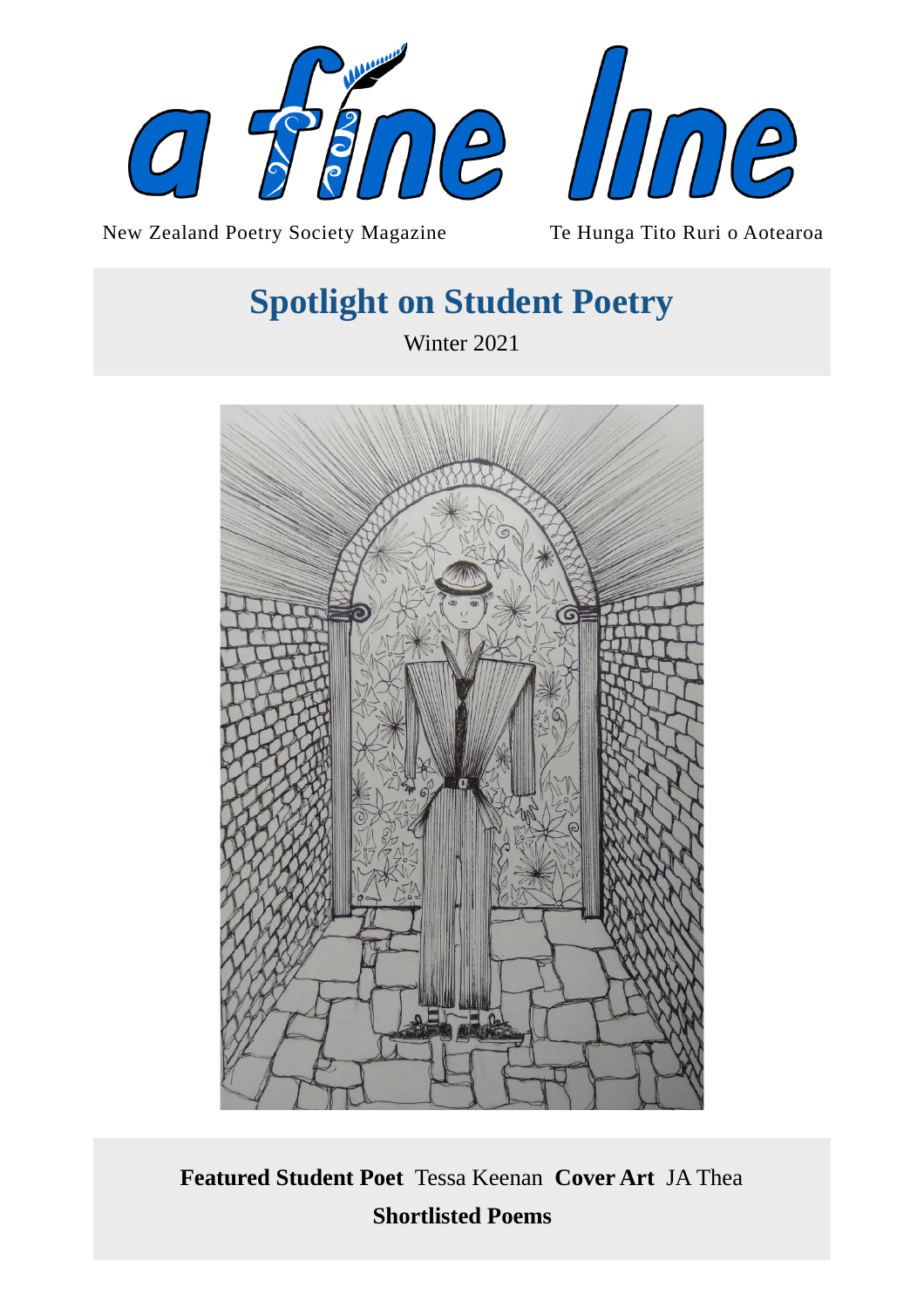# a fine line

New Zealand Poetry Society Magazine — Te Hunga Tito Ruri o Aotearoa

## Spotlight on Student Poetry

Winter 2021

**Featured Student Poet** Tessa Keenan **Cover Art** JA Thea

**Shortlisted Poems**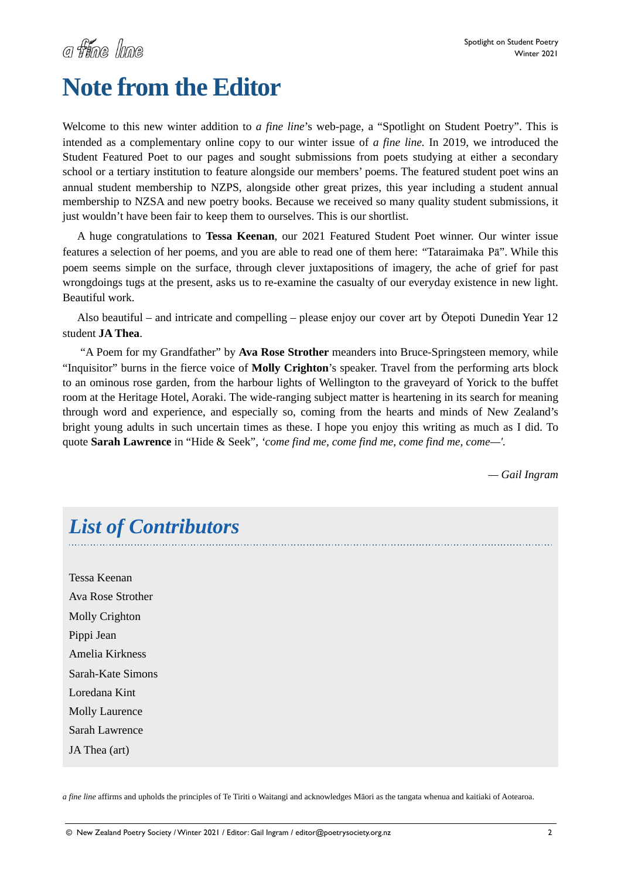# Note from the Editor

Welcome to this new winter addition to *a fine line*'s web-page, a "Spotlight on Student Poetry". This is intended as a complementary online copy to our winter issue of *a fine line.* In 2019, we introduced the Student Featured Poet to our pages and sought submissions from poets studying at either a secondary school or a tertiary institution to feature alongside our members' poems. The featured student poet wins an annual student membership to NZPS, alongside other great prizes, this year including a student annual membership to NZSA and new poetry books. Because we received so many quality student submissions, it just wouldn't have been fair to keep them to ourselves. This is our shortlist.

A huge congratulations to **Tessa Keenan**, our 2021 Featured Student Poet winner. Our winter issue features a selection of her poems, and you are able to read one of them here: "Tataraimaka Pā". While this poem seems simple on the surface, through clever juxtapositions of imagery, the ache of grief for past wrongdoings tugs at the present, asks us to re-examine the casualty of our everyday existence in new light. Beautiful work.

Also beautiful – and intricate and compelling – please enjoy our cover art by Ōtepoti Dunedin Year 12 student **JA Thea**.

"A Poem for my Grandfather" by **Ava Rose Strother** meanders into Bruce-Springsteen memory, while "Inquisitor" burns in the fierce voice of **Molly Crighton**'s speaker. Travel from the performing arts block to an ominous rose garden, from the harbour lights of Wellington to the graveyard of Yorick to the buffet room at the Heritage Hotel, Aoraki. The wide-ranging subject matter is heartening in its search for meaning through word and experience, and especially so, coming from the hearts and minds of New Zealand's bright young adults in such uncertain times as these. I hope you enjoy this writing as much as I did. To quote **Sarah Lawrence** in "Hide & Seek", *'come find me, come find me, come find me, come—'.*

*— Gail Ingram*

## *List of Contributors*

Tessa Keenan
Ava Rose Strother
Molly Crighton
Pippi Jean
Amelia Kirkness
Sarah-Kate Simons
Loredana Kint
Molly Laurence
Sarah Lawrence
JA Thea (art)

*a fine line* affirms and upholds the principles of Te Tiriti o Waitangi and acknowledges Māori as the tangata whenua and kaitiaki of Aotearoa.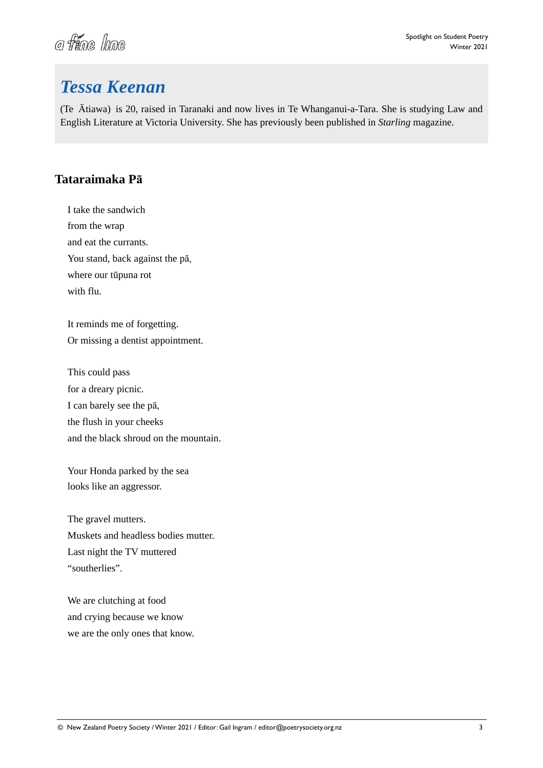## *Tessa Keenan*

(Te Ātiawa) is 20, raised in Taranaki and now lives in Te Whanganui-a-Tara. She is studying Law and English Literature at Victoria University. She has previously been published in *Starling* magazine.

### Tataraimaka Pā

I take the sandwich  
from the wrap  
and eat the currants.  
You stand, back against the pā,  
where our tūpuna rot  
with flu.

It reminds me of forgetting.  
Or missing a dentist appointment.

This could pass  
for a dreary picnic.  
I can barely see the pā,  
the flush in your cheeks  
and the black shroud on the mountain.

Your Honda parked by the sea  
looks like an aggressor.

The gravel mutters.  
Muskets and headless bodies mutter.  
Last night the TV muttered  
"southerlies".

We are clutching at food  
and crying because we know  
we are the only ones that know.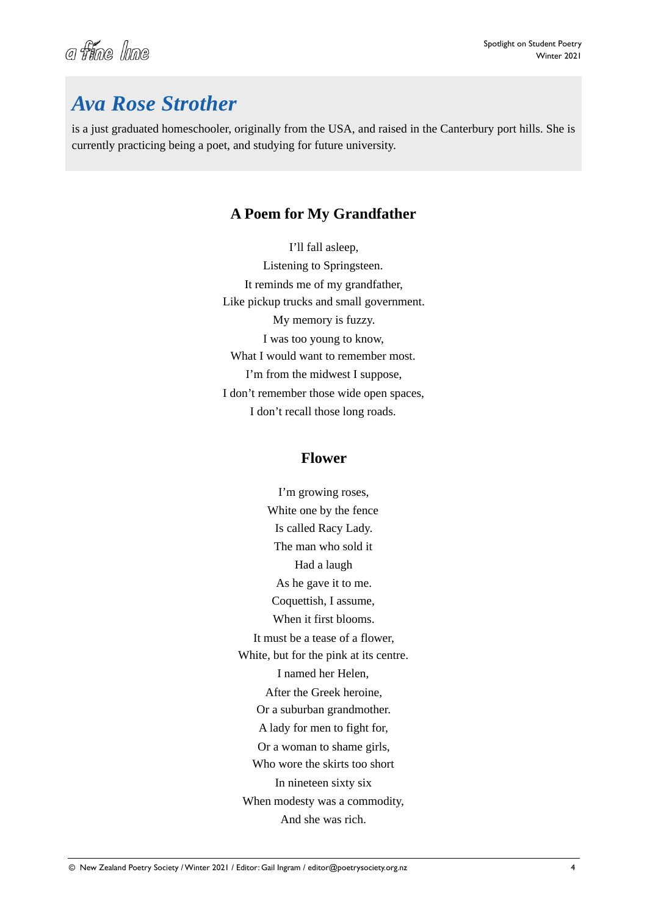## *Ava Rose Strother*

is a just graduated homeschooler, originally from the USA, and raised in the Canterbury port hills. She is currently practicing being a poet, and studying for future university.

### A Poem for My Grandfather

I'll fall asleep,  
Listening to Springsteen.  
It reminds me of my grandfather,  
Like pickup trucks and small government.  
My memory is fuzzy.  
I was too young to know,  
What I would want to remember most.  
I'm from the midwest I suppose,  
I don't remember those wide open spaces,  
I don't recall those long roads.

### Flower

I'm growing roses,  
White one by the fence  
Is called Racy Lady.  
The man who sold it  
Had a laugh  
As he gave it to me.  
Coquettish, I assume,  
When it first blooms.  
It must be a tease of a flower,  
White, but for the pink at its centre.  
I named her Helen,  
After the Greek heroine,  
Or a suburban grandmother.  
A lady for men to fight for,  
Or a woman to shame girls,  
Who wore the skirts too short  
In nineteen sixty six  
When modesty was a commodity,  
And she was rich.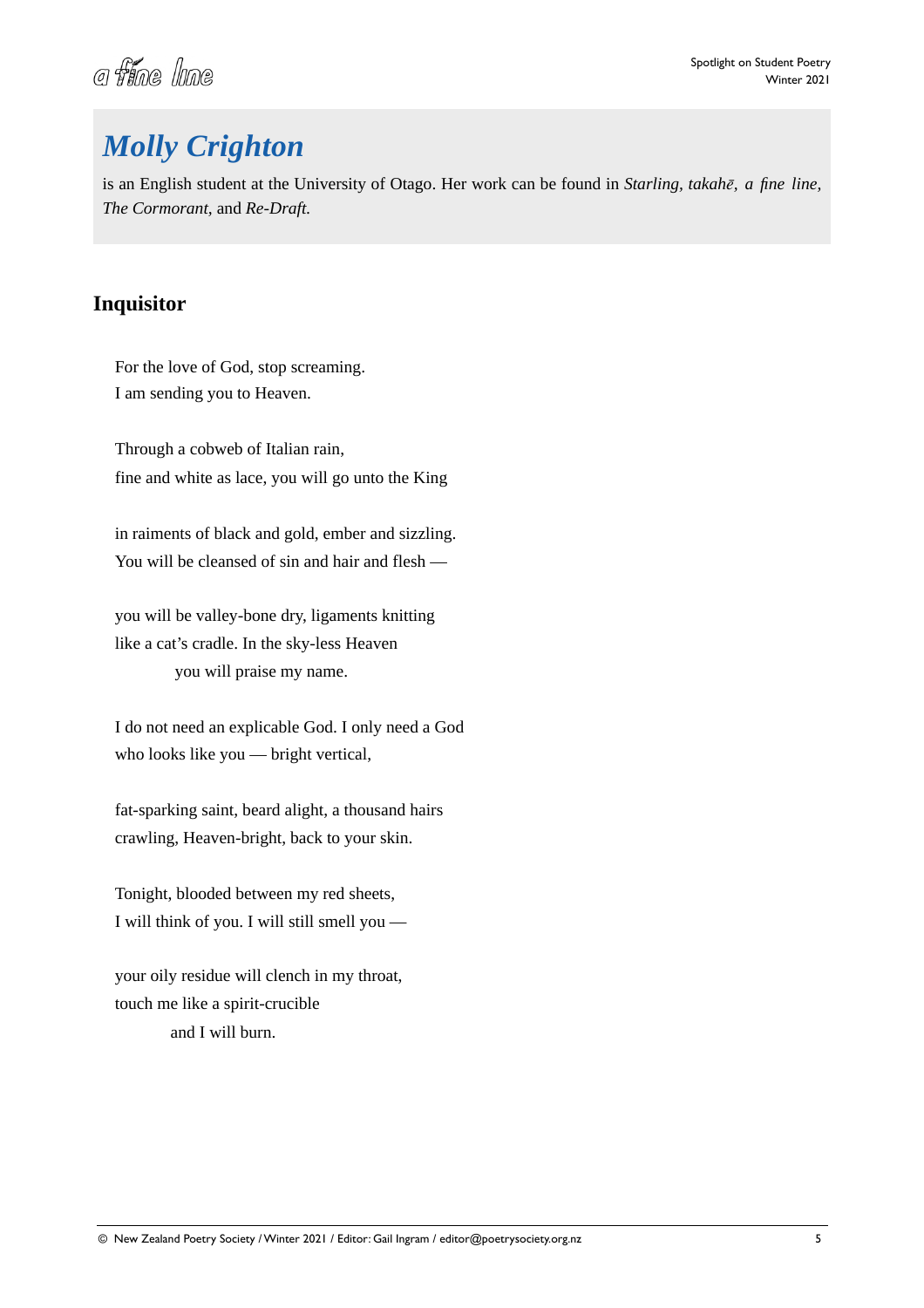## *Molly Crighton*

is an English student at the University of Otago. Her work can be found in *Starling*, *takahē*, *a fine line*, *The Cormorant*, and *Re-Draft.*

### Inquisitor

For the love of God, stop screaming.  
I am sending you to Heaven.

Through a cobweb of Italian rain,  
fine and white as lace, you will go unto the King

in raiments of black and gold, ember and sizzling.  
You will be cleansed of sin and hair and flesh —

you will be valley-bone dry, ligaments knitting  
like a cat's cradle. In the sky-less Heaven  
            you will praise my name.

I do not need an explicable God. I only need a God  
who looks like you — bright vertical,

fat-sparking saint, beard alight, a thousand hairs  
crawling, Heaven-bright, back to your skin.

Tonight, blooded between my red sheets,  
I will think of you. I will still smell you —

your oily residue will clench in my throat,  
touch me like a spirit-crucible  
            and I will burn.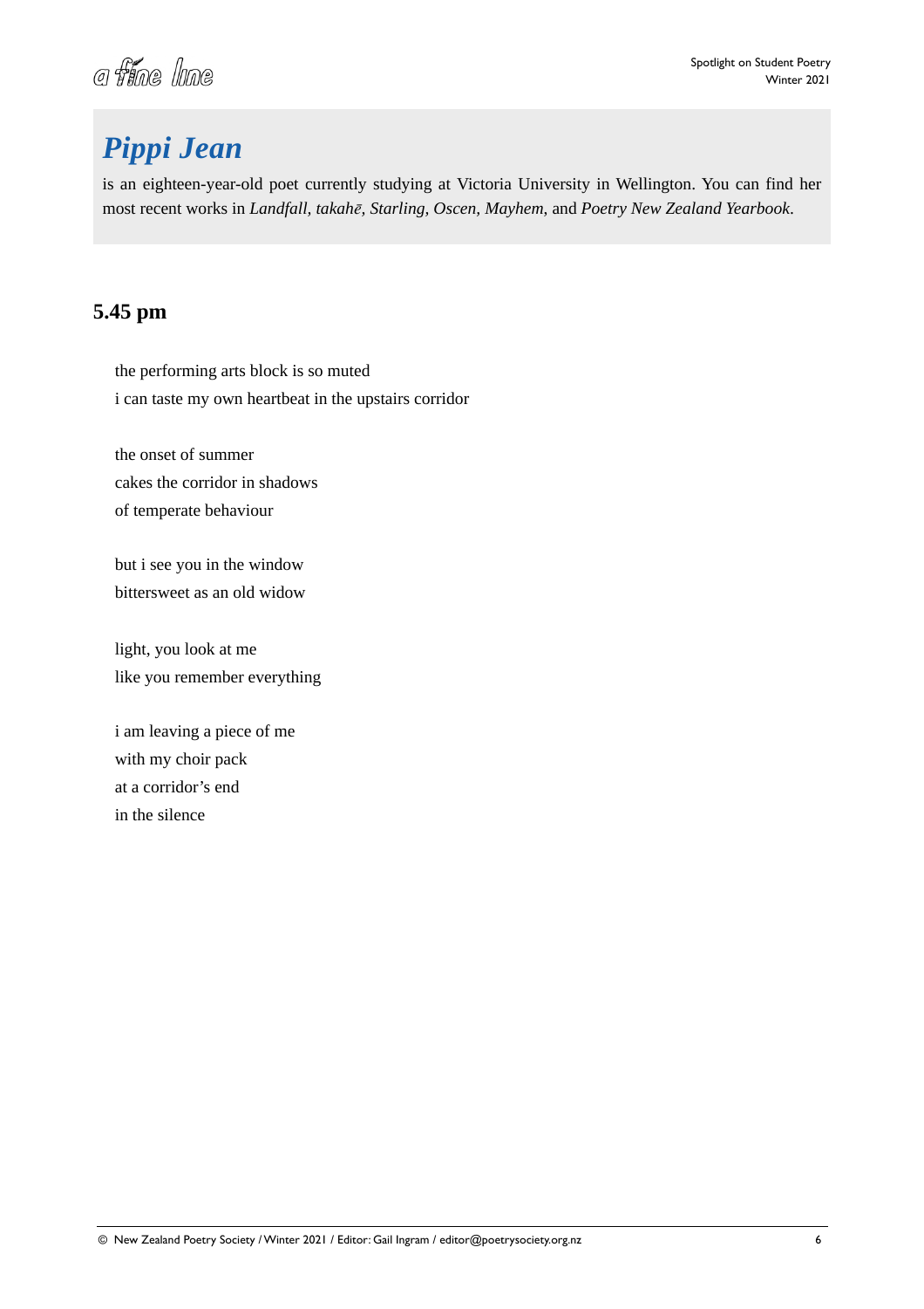## *Pippi Jean*

is an eighteen-year-old poet currently studying at Victoria University in Wellington. You can find her most recent works in *Landfall, takahē, Starling, Oscen, Mayhem*, and *Poetry New Zealand Yearbook*.

### 5.45 pm

the performing arts block is so muted  
i can taste my own heartbeat in the upstairs corridor

the onset of summer  
cakes the corridor in shadows  
of temperate behaviour

but i see you in the window  
bittersweet as an old widow

light, you look at me  
like you remember everything

i am leaving a piece of me  
with my choir pack  
at a corridor's end  
in the silence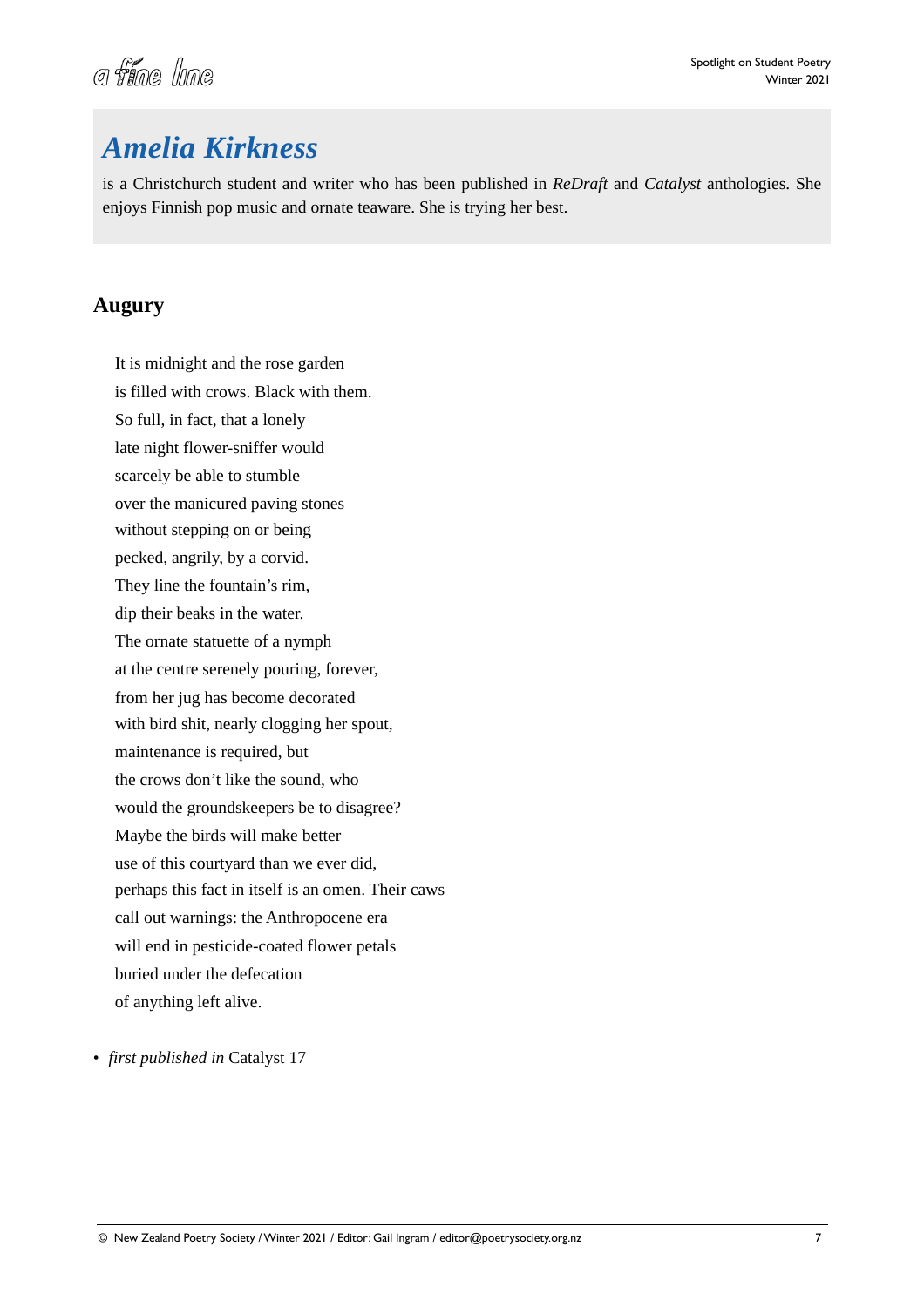## *Amelia Kirkness*

is a Christchurch student and writer who has been published in *ReDraft* and *Catalyst* anthologies. She enjoys Finnish pop music and ornate teaware. She is trying her best.

### Augury

It is midnight and the rose garden  
is filled with crows. Black with them.  
So full, in fact, that a lonely  
late night flower-sniffer would  
scarcely be able to stumble  
over the manicured paving stones  
without stepping on or being  
pecked, angrily, by a corvid.  
They line the fountain's rim,  
dip their beaks in the water.  
The ornate statuette of a nymph  
at the centre serenely pouring, forever,  
from her jug has become decorated  
with bird shit, nearly clogging her spout,  
maintenance is required, but  
the crows don't like the sound, who  
would the groundskeepers be to disagree?  
Maybe the birds will make better  
use of this courtyard than we ever did,  
perhaps this fact in itself is an omen. Their caws  
call out warnings: the Anthropocene era  
will end in pesticide-coated flower petals  
buried under the defecation  
of anything left alive.

- *first published in* Catalyst 17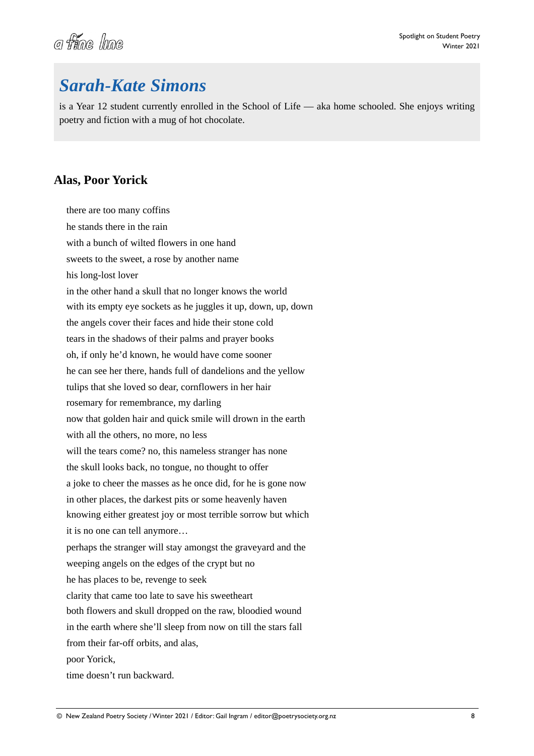## *Sarah-Kate Simons*

is a Year 12 student currently enrolled in the School of Life — aka home schooled. She enjoys writing poetry and fiction with a mug of hot chocolate.

### Alas, Poor Yorick

there are too many coffins  
he stands there in the rain  
with a bunch of wilted flowers in one hand  
sweets to the sweet, a rose by another name  
his long-lost lover  
in the other hand a skull that no longer knows the world  
with its empty eye sockets as he juggles it up, down, up, down  
the angels cover their faces and hide their stone cold  
tears in the shadows of their palms and prayer books  
oh, if only he'd known, he would have come sooner  
he can see her there, hands full of dandelions and the yellow  
tulips that she loved so dear, cornflowers in her hair  
rosemary for remembrance, my darling  
now that golden hair and quick smile will drown in the earth  
with all the others, no more, no less  
will the tears come? no, this nameless stranger has none  
the skull looks back, no tongue, no thought to offer  
a joke to cheer the masses as he once did, for he is gone now  
in other places, the darkest pits or some heavenly haven  
knowing either greatest joy or most terrible sorrow but which  
it is no one can tell anymore…  
perhaps the stranger will stay amongst the graveyard and the  
weeping angels on the edges of the crypt but no  
he has places to be, revenge to seek  
clarity that came too late to save his sweetheart  
both flowers and skull dropped on the raw, bloodied wound  
in the earth where she'll sleep from now on till the stars fall  
from their far-off orbits, and alas,  
poor Yorick,  
time doesn't run backward.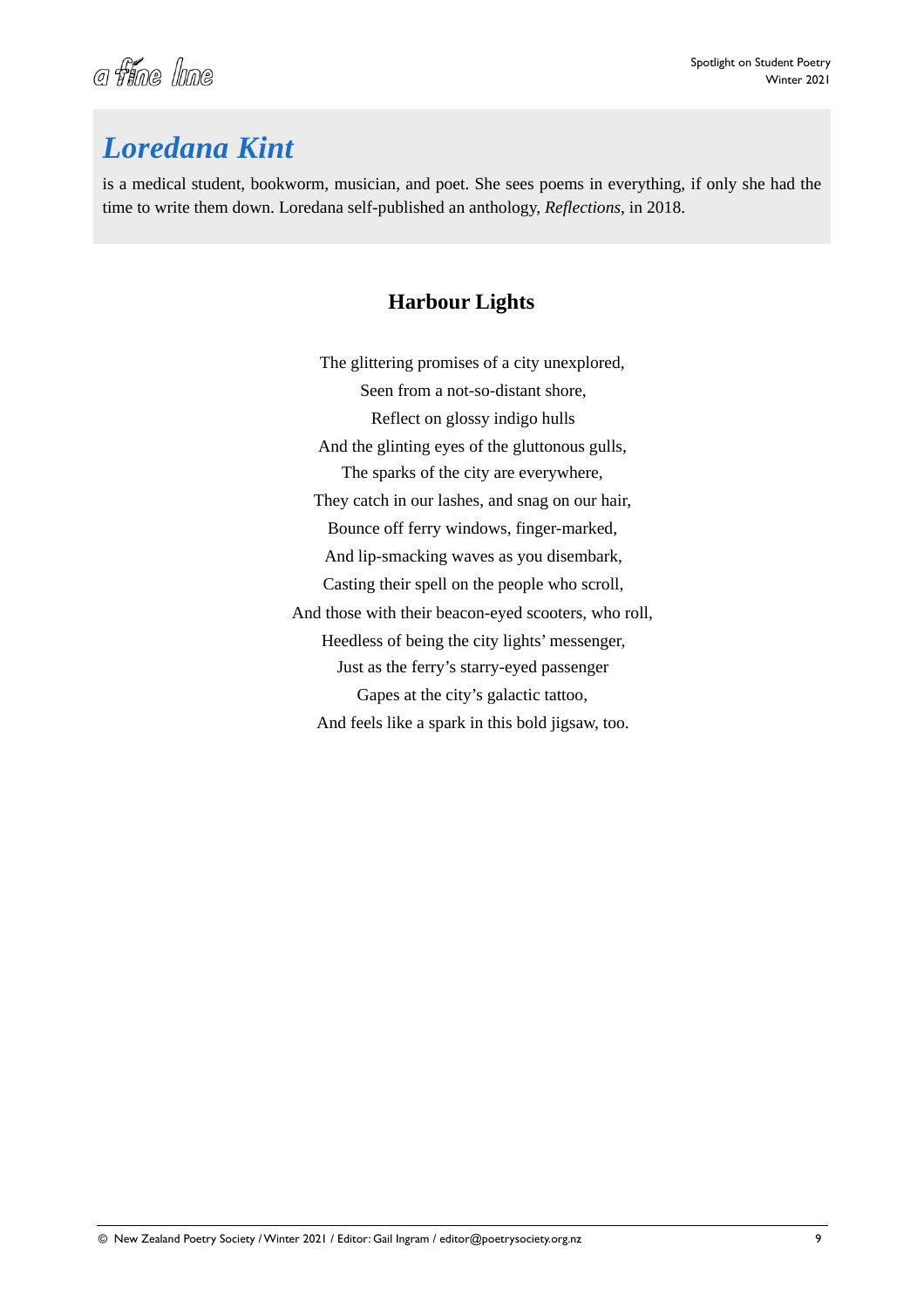## *Loredana Kint*

is a medical student, bookworm, musician, and poet. She sees poems in everything, if only she had the time to write them down. Loredana self-published an anthology, *Reflections*, in 2018.

### Harbour Lights

The glittering promises of a city unexplored,  
Seen from a not-so-distant shore,  
Reflect on glossy indigo hulls  
And the glinting eyes of the gluttonous gulls,  
The sparks of the city are everywhere,  
They catch in our lashes, and snag on our hair,  
Bounce off ferry windows, finger-marked,  
And lip-smacking waves as you disembark,  
Casting their spell on the people who scroll,  
And those with their beacon-eyed scooters, who roll,  
Heedless of being the city lights' messenger,  
Just as the ferry's starry-eyed passenger  
Gapes at the city's galactic tattoo,  
And feels like a spark in this bold jigsaw, too.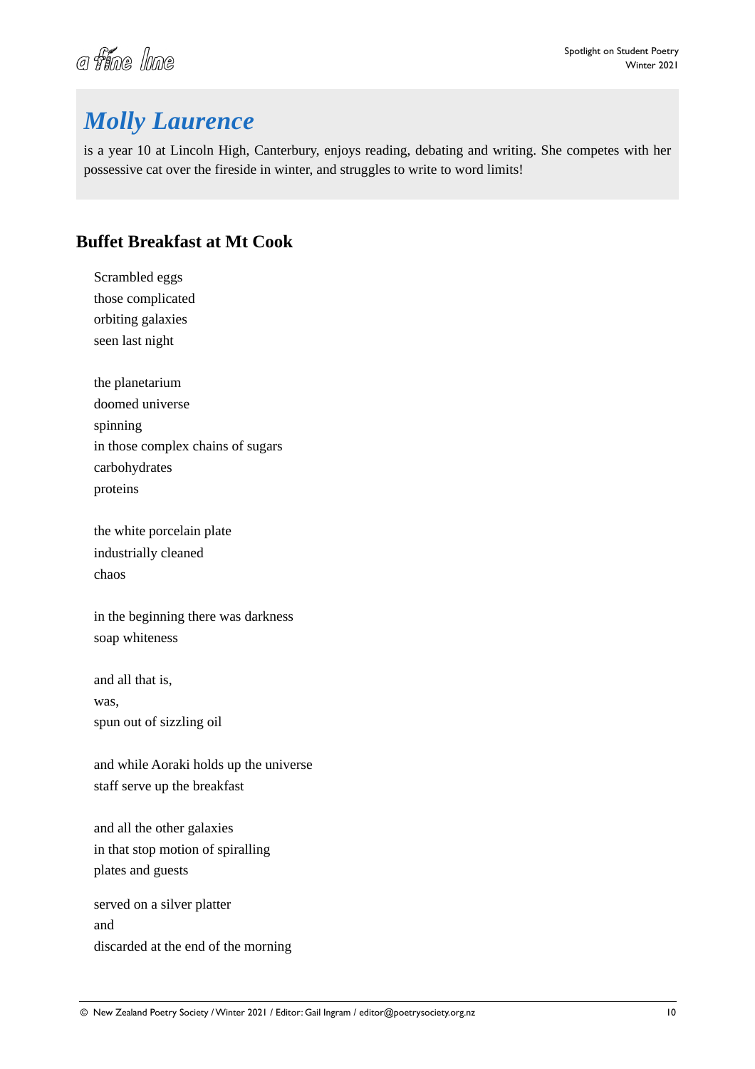## *Molly Laurence*

is a year 10 at Lincoln High, Canterbury, enjoys reading, debating and writing. She competes with her possessive cat over the fireside in winter, and struggles to write to word limits!

### Buffet Breakfast at Mt Cook

Scrambled eggs  
those complicated  
orbiting galaxies  
seen last night

the planetarium  
doomed universe  
spinning  
in those complex chains of sugars  
carbohydrates  
proteins

the white porcelain plate  
industrially cleaned  
chaos

in the beginning there was darkness  
soap whiteness

and all that is,  
was,  
spun out of sizzling oil

and while Aoraki holds up the universe  
staff serve up the breakfast

and all the other galaxies  
in that stop motion of spiralling  
plates and guests

served on a silver platter  
and  
discarded at the end of the morning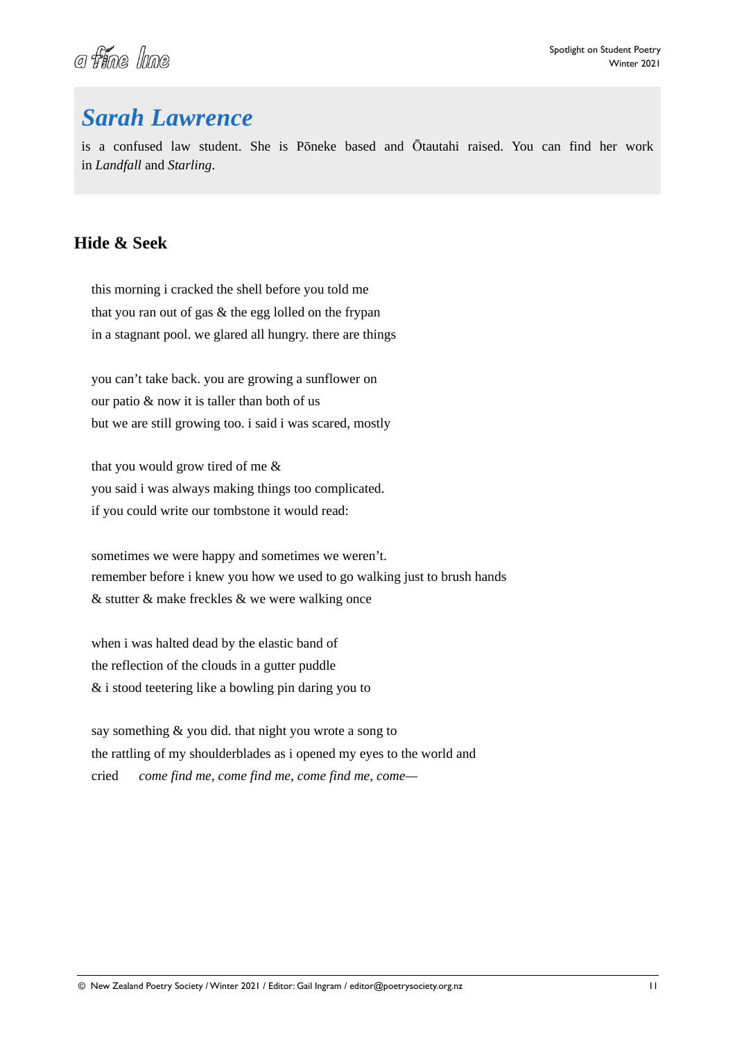## *Sarah Lawrence*

is a confused law student. She is Pōneke based and Ōtautahi raised. You can find her work in *Landfall* and *Starling*.

### Hide & Seek

this morning i cracked the shell before you told me
that you ran out of gas & the egg lolled on the frypan
in a stagnant pool. we glared all hungry. there are things

you can't take back. you are growing a sunflower on
our patio & now it is taller than both of us
but we are still growing too. i said i was scared, mostly

that you would grow tired of me &
you said i was always making things too complicated.
if you could write our tombstone it would read:

sometimes we were happy and sometimes we weren't.
remember before i knew you how we used to go walking just to brush hands
& stutter & make freckles & we were walking once

when i was halted dead by the elastic band of
the reflection of the clouds in a gutter puddle
& i stood teetering like a bowling pin daring you to

say something & you did. that night you wrote a song to
the rattling of my shoulderblades as i opened my eyes to the world and
cried        *come find me, come find me, come find me, come—*

© New Zealand Poetry Society / Winter 2021 / Editor: Gail Ingram / editor@poetrysociety.org.nz